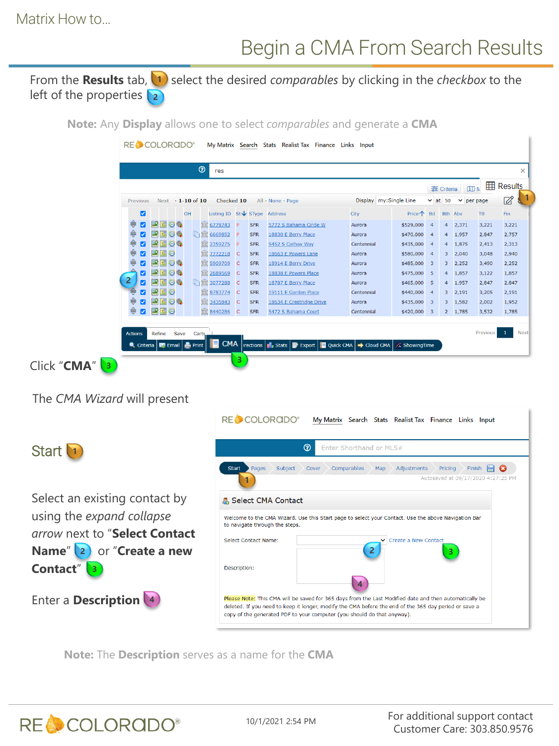Matrix How to...

# Begin a CMA From Search Results

From the **Results** tab, 1 select the desired *comparables* by clicking in the *checkbox* to the left of the properties 2

**Note:** Any **Display** allows one to select *comparables* and generate a **CMA**

Click "**CMA**" 3

The *CMA Wizard* will present

Start 1

Select an existing contact by using the *expand collapse arrow* next to "**Select Contact Name**" 2 or "**Create a new Contact**" 3

Enter a **Description** 4

**Note:** The **Description** serves as a name for the **CMA**

10/1/2021 2:54 PM

For additional support contact
Customer Care: 303.850.9576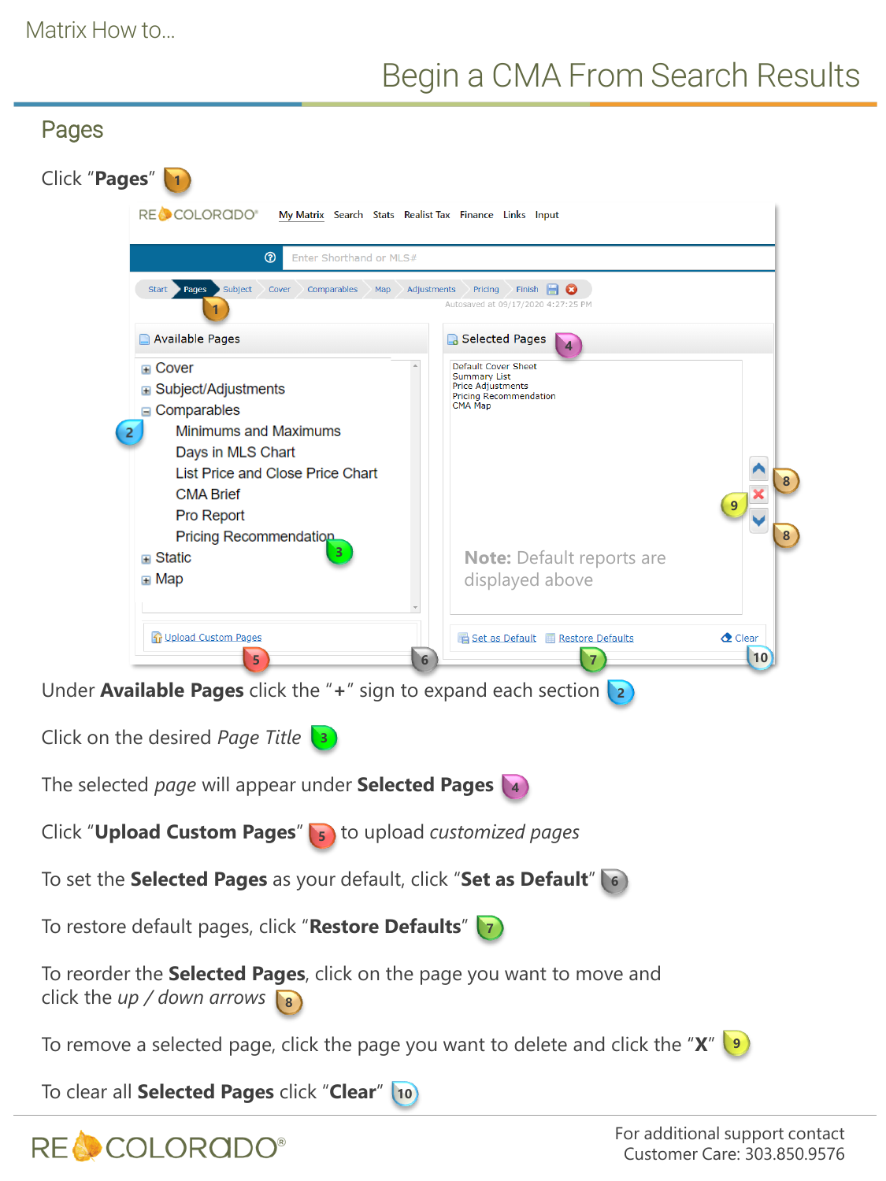# Begin a CMA From Search Results

## Pages

Click "**Pages**" 1

Under **Available Pages** click the "**+**" sign to expand each section 2

Click on the desired *Page Title* 3

The selected *page* will appear under **Selected Pages** 4

Click "**Upload Custom Pages**" 5 to upload *customized pages*

To set the **Selected Pages** as your default, click "**Set as Default**" 6

To restore default pages, click "**Restore Defaults**" 7

To reorder the **Selected Pages**, click on the page you want to move and click the *up / down arrows* 8

To remove a selected page, click the page you want to delete and click the "**X**" 9

To clear all **Selected Pages** click "**Clear**" 10

For additional support contact
Customer Care: 303.850.9576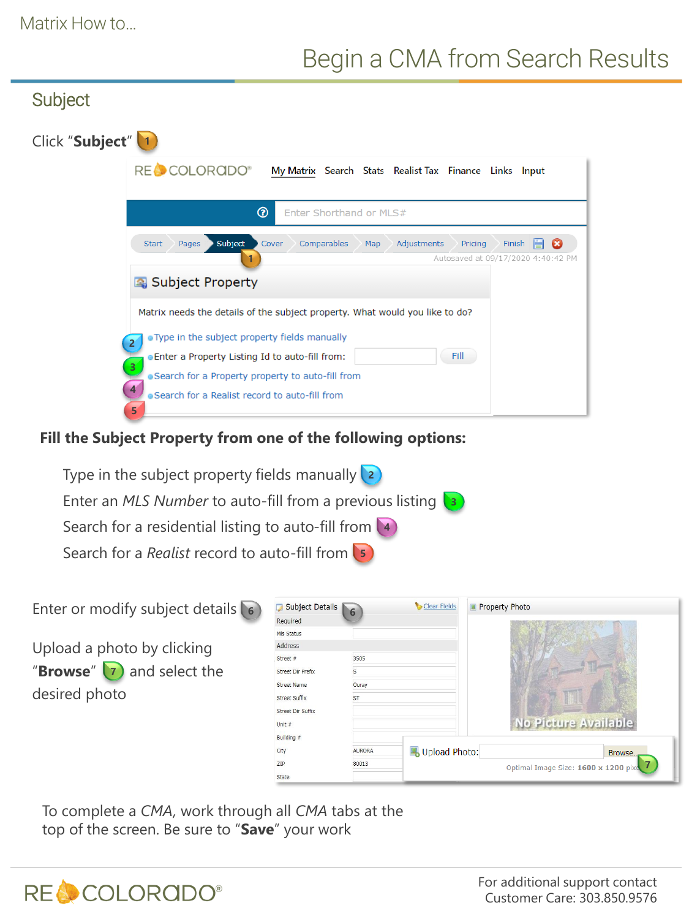# Begin a CMA from Search Results

## Subject

Click "**Subject**" 1

**Fill the Subject Property from one of the following options:**

- Type in the subject property fields manually 2
- Enter an *MLS Number* to auto-fill from a previous listing 3
- Search for a residential listing to auto-fill from 4
- Search for a *Realist* record to auto-fill from 5

Enter or modify subject details 6

Upload a photo by clicking "**Browse**" 7 and select the desired photo

To complete a *CMA*, work through all *CMA* tabs at the top of the screen. Be sure to "**Save**" your work

For additional support contact
Customer Care: 303.850.9576